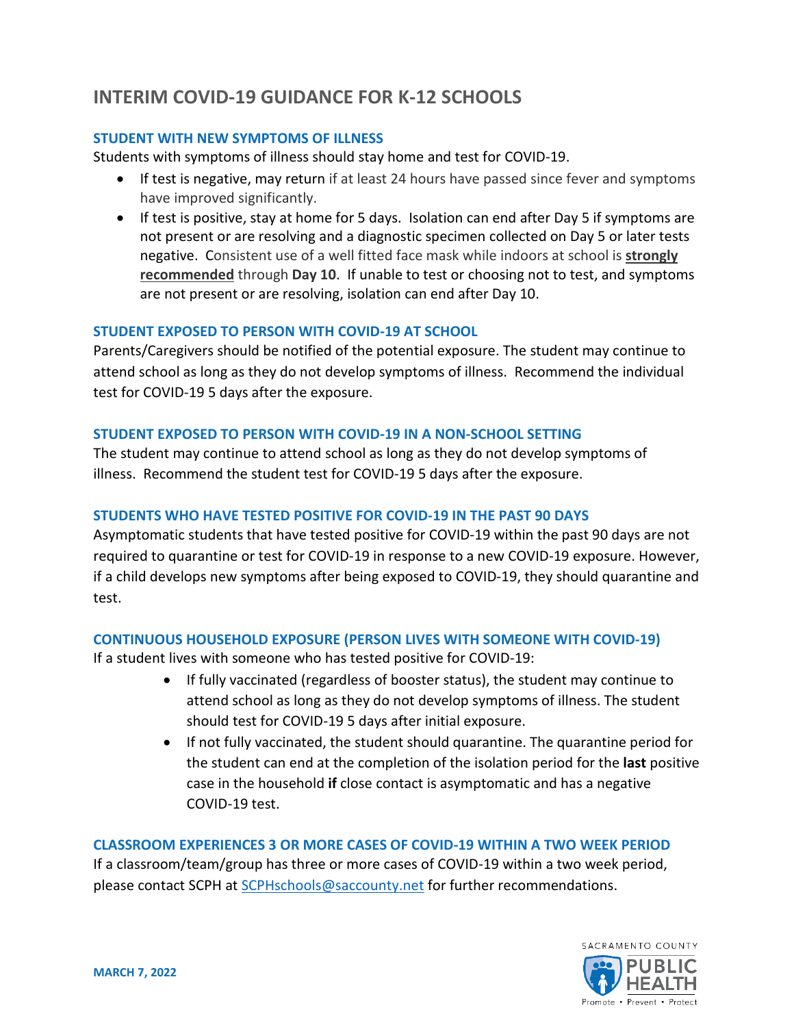# INTERIM COVID-19 GUIDANCE FOR K-12 SCHOOLS

## STUDENT WITH NEW SYMPTOMS OF ILLNESS

Students with symptoms of illness should stay home and test for COVID-19.

- If test is negative, may return if at least 24 hours have passed since fever and symptoms have improved significantly.
- If test is positive, stay at home for 5 days. Isolation can end after Day 5 if symptoms are not present or are resolving and a diagnostic specimen collected on Day 5 or later tests negative. Consistent use of a well fitted face mask while indoors at school is **strongly recommended** through **Day 10**. If unable to test or choosing not to test, and symptoms are not present or are resolving, isolation can end after Day 10.

## STUDENT EXPOSED TO PERSON WITH COVID-19 AT SCHOOL

Parents/Caregivers should be notified of the potential exposure. The student may continue to attend school as long as they do not develop symptoms of illness. Recommend the individual test for COVID-19 5 days after the exposure.

## STUDENT EXPOSED TO PERSON WITH COVID-19 IN A NON-SCHOOL SETTING

The student may continue to attend school as long as they do not develop symptoms of illness. Recommend the student test for COVID-19 5 days after the exposure.

## STUDENTS WHO HAVE TESTED POSITIVE FOR COVID-19 IN THE PAST 90 DAYS

Asymptomatic students that have tested positive for COVID-19 within the past 90 days are not required to quarantine or test for COVID-19 in response to a new COVID-19 exposure. However, if a child develops new symptoms after being exposed to COVID-19, they should quarantine and test.

## CONTINUOUS HOUSEHOLD EXPOSURE (PERSON LIVES WITH SOMEONE WITH COVID-19)

If a student lives with someone who has tested positive for COVID-19:

- If fully vaccinated (regardless of booster status), the student may continue to attend school as long as they do not develop symptoms of illness. The student should test for COVID-19 5 days after initial exposure.
- If not fully vaccinated, the student should quarantine. The quarantine period for the student can end at the completion of the isolation period for the **last** positive case in the household **if** close contact is asymptomatic and has a negative COVID-19 test.

## CLASSROOM EXPERIENCES 3 OR MORE CASES OF COVID-19 WITHIN A TWO WEEK PERIOD

If a classroom/team/group has three or more cases of COVID-19 within a two week period, please contact SCPH at SCPHschools@saccounty.net for further recommendations.

MARCH 7, 2022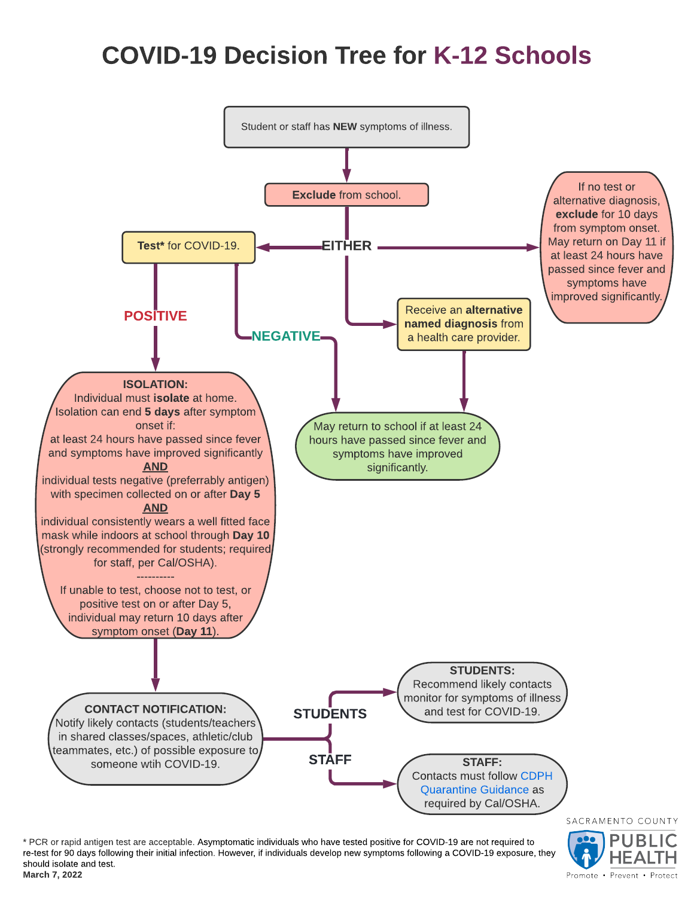# COVID-19 Decision Tree for K-12 Schools

Student or staff has **NEW** symptoms of illness.

**Exclude** from school.

EITHER

**Test*** for COVID-19.

Receive an **alternative named diagnosis** from a health care provider.

If no test or alternative diagnosis, **exclude** for 10 days from symptom onset. May return on Day 11 if at least 24 hours have passed since fever and symptoms have improved significantly.

POSITIVE

NEGATIVE

**ISOLATION:**
Individual must **isolate** at home.
Isolation can end **5 days** after symptom onset if:
at least 24 hours have passed since fever and symptoms have improved significantly
**AND**
individual tests negative (preferrably antigen) with specimen collected on or after **Day 5**
**AND**
individual consistently wears a well fitted face mask while indoors at school through **Day 10** (strongly recommended for students; required for staff, per Cal/OSHA).
----------
If unable to test, choose not to test, or positive test on or after Day 5, individual may return 10 days after symptom onset (**Day 11**).

May return to school if at least 24 hours have passed since fever and symptoms have improved significantly.

**CONTACT NOTIFICATION:**
Notify likely contacts (students/teachers in shared classes/spaces, athletic/club teammates, etc.) of possible exposure to someone wtih COVID-19.

STUDENTS

**STUDENTS:**
Recommend likely contacts monitor for symptoms of illness and test for COVID-19.

STAFF

**STAFF:**
Contacts must follow CDPH Quarantine Guidance as required by Cal/OSHA.

* PCR or rapid antigen test are acceptable. Asymptomatic individuals who have tested positive for COVID-19 are not required to re-test for 90 days following their initial infection. However, if individuals develop new symptoms following a COVID-19 exposure, they should isolate and test.

**March 7, 2022**

SACRAMENTO COUNTY PUBLIC HEALTH
Promote • Prevent • Protect